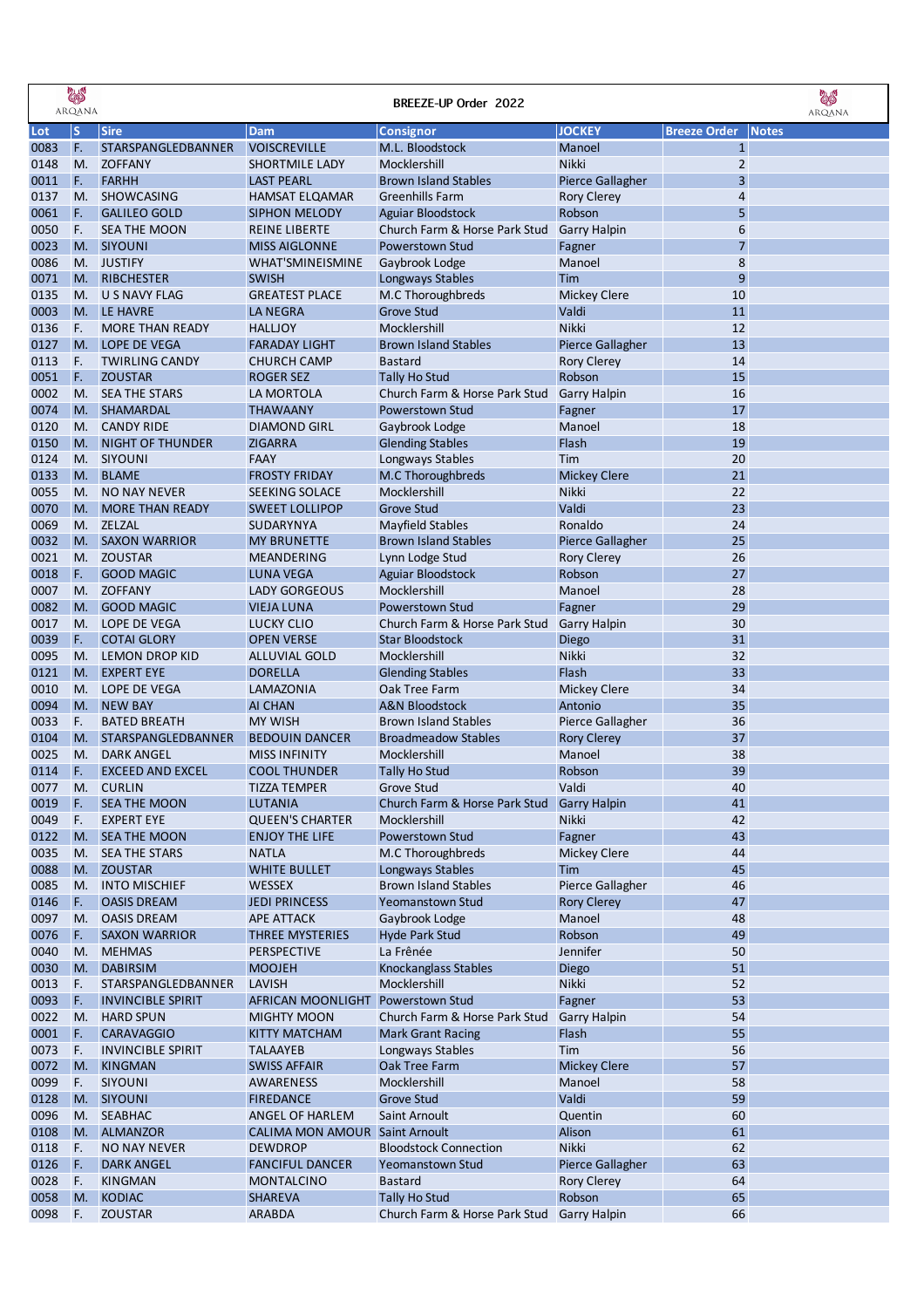# BREEZE-UP Order 2022

| Lot | S | Sire | Dam | Consignor | JOCKEY | Breeze Order | Notes |
|---|---|---|---|---|---|---|---|
| 0083 | F. | STARSPANGLEDBANNER | VOISCREVILLE | M.L. Bloodstock | Manoel | 1 | |
| 0148 | M. | ZOFFANY | SHORTMILE LADY | Mocklershill | Nikki | 2 | |
| 0011 | F. | FARHH | LAST PEARL | Brown Island Stables | Pierce Gallagher | 3 | |
| 0137 | M. | SHOWCASING | HAMSAT ELQAMAR | Greenhills Farm | Rory Clerey | 4 | |
| 0061 | F. | GALILEO GOLD | SIPHON MELODY | Aguiar Bloodstock | Robson | 5 | |
| 0050 | F. | SEA THE MOON | REINE LIBERTE | Church Farm & Horse Park Stud | Garry Halpin | 6 | |
| 0023 | M. | SIYOUNI | MISS AIGLONNE | Powerstown Stud | Fagner | 7 | |
| 0086 | M. | JUSTIFY | WHAT'SMINEISMINE | Gaybrook Lodge | Manoel | 8 | |
| 0071 | M. | RIBCHESTER | SWISH | Longways Stables | Tim | 9 | |
| 0135 | M. | U S NAVY FLAG | GREATEST PLACE | M.C Thoroughbreds | Mickey Clere | 10 | |
| 0003 | M. | LE HAVRE | LA NEGRA | Grove Stud | Valdi | 11 | |
| 0136 | F. | MORE THAN READY | HALLJOY | Mocklershill | Nikki | 12 | |
| 0127 | M. | LOPE DE VEGA | FARADAY LIGHT | Brown Island Stables | Pierce Gallagher | 13 | |
| 0113 | F. | TWIRLING CANDY | CHURCH CAMP | Bastard | Rory Clerey | 14 | |
| 0051 | F. | ZOUSTAR | ROGER SEZ | Tally Ho Stud | Robson | 15 | |
| 0002 | M. | SEA THE STARS | LA MORTOLA | Church Farm & Horse Park Stud | Garry Halpin | 16 | |
| 0074 | M. | SHAMARDAL | THAWAANY | Powerstown Stud | Fagner | 17 | |
| 0120 | M. | CANDY RIDE | DIAMOND GIRL | Gaybrook Lodge | Manoel | 18 | |
| 0150 | M. | NIGHT OF THUNDER | ZIGARRA | Glending Stables | Flash | 19 | |
| 0124 | M. | SIYOUNI | FAAY | Longways Stables | Tim | 20 | |
| 0133 | M. | BLAME | FROSTY FRIDAY | M.C Thoroughbreds | Mickey Clere | 21 | |
| 0055 | M. | NO NAY NEVER | SEEKING SOLACE | Mocklershill | Nikki | 22 | |
| 0070 | M. | MORE THAN READY | SWEET LOLLIPOP | Grove Stud | Valdi | 23 | |
| 0069 | M. | ZELZAL | SUDARYNYA | Mayfield Stables | Ronaldo | 24 | |
| 0032 | M. | SAXON WARRIOR | MY BRUNETTE | Brown Island Stables | Pierce Gallagher | 25 | |
| 0021 | M. | ZOUSTAR | MEANDERING | Lynn Lodge Stud | Rory Clerey | 26 | |
| 0018 | F. | GOOD MAGIC | LUNA VEGA | Aguiar Bloodstock | Robson | 27 | |
| 0007 | M. | ZOFFANY | LADY GORGEOUS | Mocklershill | Manoel | 28 | |
| 0082 | M. | GOOD MAGIC | VIEJA LUNA | Powerstown Stud | Fagner | 29 | |
| 0017 | M. | LOPE DE VEGA | LUCKY CLIO | Church Farm & Horse Park Stud | Garry Halpin | 30 | |
| 0039 | F. | COTAI GLORY | OPEN VERSE | Star Bloodstock | Diego | 31 | |
| 0095 | M. | LEMON DROP KID | ALLUVIAL GOLD | Mocklershill | Nikki | 32 | |
| 0121 | M. | EXPERT EYE | DORELLA | Glending Stables | Flash | 33 | |
| 0010 | M. | LOPE DE VEGA | LAMAZONIA | Oak Tree Farm | Mickey Clere | 34 | |
| 0094 | M. | NEW BAY | AI CHAN | A&N Bloodstock | Antonio | 35 | |
| 0033 | F. | BATED BREATH | MY WISH | Brown Island Stables | Pierce Gallagher | 36 | |
| 0104 | M. | STARSPANGLEDBANNER | BEDOUIN DANCER | Broadmeadow Stables | Rory Clerey | 37 | |
| 0025 | M. | DARK ANGEL | MISS INFINITY | Mocklershill | Manoel | 38 | |
| 0114 | F. | EXCEED AND EXCEL | COOL THUNDER | Tally Ho Stud | Robson | 39 | |
| 0077 | M. | CURLIN | TIZZA TEMPER | Grove Stud | Valdi | 40 | |
| 0019 | F. | SEA THE MOON | LUTANIA | Church Farm & Horse Park Stud | Garry Halpin | 41 | |
| 0049 | F. | EXPERT EYE | QUEEN'S CHARTER | Mocklershill | Nikki | 42 | |
| 0122 | M. | SEA THE MOON | ENJOY THE LIFE | Powerstown Stud | Fagner | 43 | |
| 0035 | M. | SEA THE STARS | NATLA | M.C Thoroughbreds | Mickey Clere | 44 | |
| 0088 | M. | ZOUSTAR | WHITE BULLET | Longways Stables | Tim | 45 | |
| 0085 | M. | INTO MISCHIEF | WESSEX | Brown Island Stables | Pierce Gallagher | 46 | |
| 0146 | F. | OASIS DREAM | JEDI PRINCESS | Yeomanstown Stud | Rory Clerey | 47 | |
| 0097 | M. | OASIS DREAM | APE ATTACK | Gaybrook Lodge | Manoel | 48 | |
| 0076 | F. | SAXON WARRIOR | THREE MYSTERIES | Hyde Park Stud | Robson | 49 | |
| 0040 | M. | MEHMAS | PERSPECTIVE | La Frênée | Jennifer | 50 | |
| 0030 | M. | DABIRSIM | MOOJEH | Knockanglass Stables | Diego | 51 | |
| 0013 | F. | STARSPANGLEDBANNER | LAVISH | Mocklershill | Nikki | 52 | |
| 0093 | F. | INVINCIBLE SPIRIT | AFRICAN MOONLIGHT | Powerstown Stud | Fagner | 53 | |
| 0022 | M. | HARD SPUN | MIGHTY MOON | Church Farm & Horse Park Stud | Garry Halpin | 54 | |
| 0001 | F. | CARAVAGGIO | KITTY MATCHAM | Mark Grant Racing | Flash | 55 | |
| 0073 | F. | INVINCIBLE SPIRIT | TALAAYEB | Longways Stables | Tim | 56 | |
| 0072 | M. | KINGMAN | SWISS AFFAIR | Oak Tree Farm | Mickey Clere | 57 | |
| 0099 | F. | SIYOUNI | AWARENESS | Mocklershill | Manoel | 58 | |
| 0128 | M. | SIYOUNI | FIREDANCE | Grove Stud | Valdi | 59 | |
| 0096 | M. | SEABHAC | ANGEL OF HARLEM | Saint Arnoult | Quentin | 60 | |
| 0108 | M. | ALMANZOR | CALIMA MON AMOUR | Saint Arnoult | Alison | 61 | |
| 0118 | F. | NO NAY NEVER | DEWDROP | Bloodstock Connection | Nikki | 62 | |
| 0126 | F. | DARK ANGEL | FANCIFUL DANCER | Yeomanstown Stud | Pierce Gallagher | 63 | |
| 0028 | F. | KINGMAN | MONTALCINO | Bastard | Rory Clerey | 64 | |
| 0058 | M. | KODIAC | SHAREVA | Tally Ho Stud | Robson | 65 | |
| 0098 | F. | ZOUSTAR | ARABDA | Church Farm & Horse Park Stud | Garry Halpin | 66 | |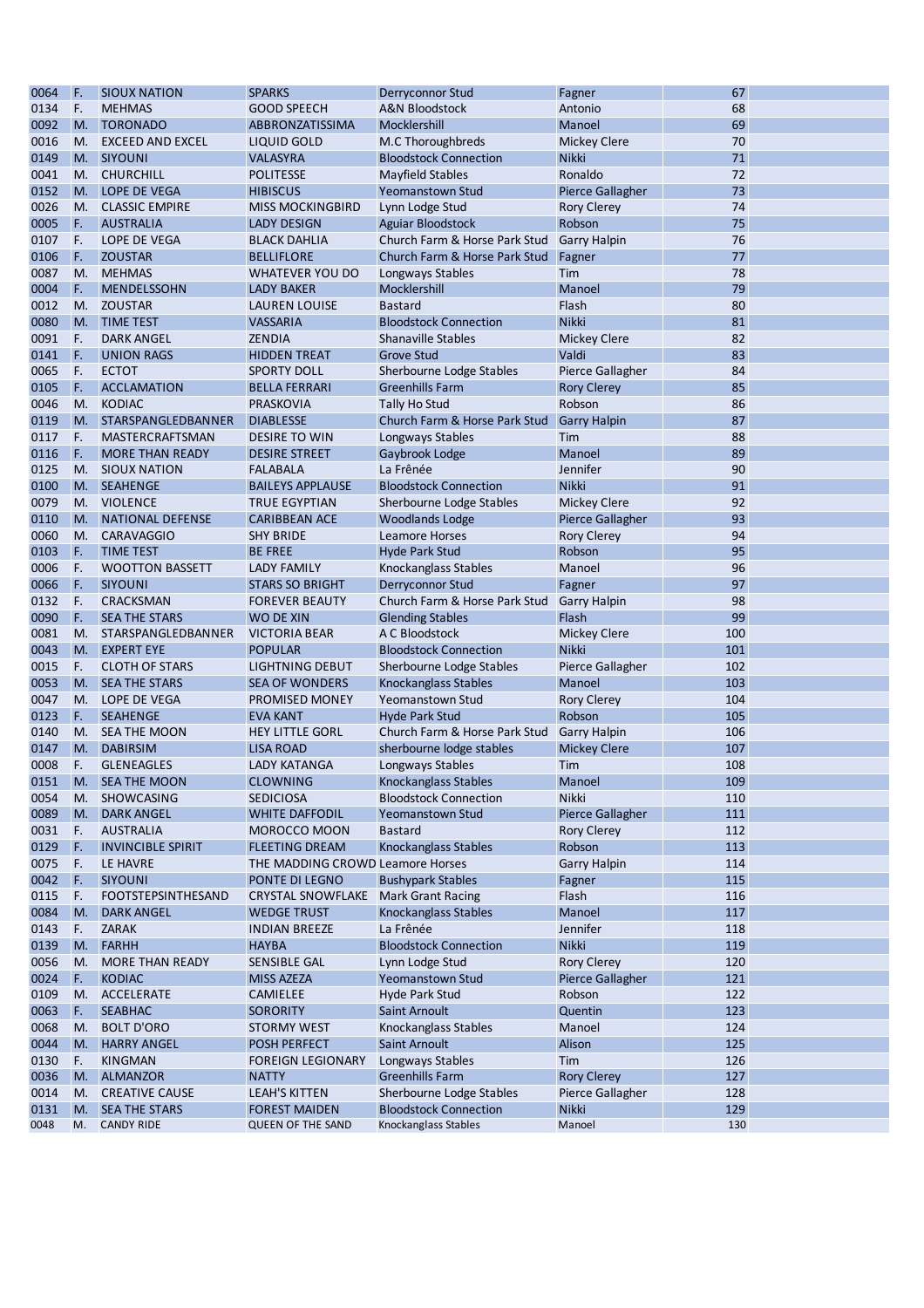| | | | | | | |
|---|---|---|---|---|---|---|
| 0064 | F. | SIOUX NATION | SPARKS | Derryconnor Stud | Fagner | 67 |
| 0134 | F. | MEHMAS | GOOD SPEECH | A&N Bloodstock | Antonio | 68 |
| 0092 | M. | TORONADO | ABBRONZATISSIMA | Mocklershill | Manoel | 69 |
| 0016 | M. | EXCEED AND EXCEL | LIQUID GOLD | M.C Thoroughbreds | Mickey Clere | 70 |
| 0149 | M. | SIYOUNI | VALASYRA | Bloodstock Connection | Nikki | 71 |
| 0041 | M. | CHURCHILL | POLITESSE | Mayfield Stables | Ronaldo | 72 |
| 0152 | M. | LOPE DE VEGA | HIBISCUS | Yeomanstown Stud | Pierce Gallagher | 73 |
| 0026 | M. | CLASSIC EMPIRE | MISS MOCKINGBIRD | Lynn Lodge Stud | Rory Clerey | 74 |
| 0005 | F. | AUSTRALIA | LADY DESIGN | Aguiar Bloodstock | Robson | 75 |
| 0107 | F. | LOPE DE VEGA | BLACK DAHLIA | Church Farm & Horse Park Stud | Garry Halpin | 76 |
| 0106 | F. | ZOUSTAR | BELLIFLORE | Church Farm & Horse Park Stud | Fagner | 77 |
| 0087 | M. | MEHMAS | WHATEVER YOU DO | Longways Stables | Tim | 78 |
| 0004 | F. | MENDELSSOHN | LADY BAKER | Mocklershill | Manoel | 79 |
| 0012 | M. | ZOUSTAR | LAUREN LOUISE | Bastard | Flash | 80 |
| 0080 | M. | TIME TEST | VASSARIA | Bloodstock Connection | Nikki | 81 |
| 0091 | F. | DARK ANGEL | ZENDIA | Shanaville Stables | Mickey Clere | 82 |
| 0141 | F. | UNION RAGS | HIDDEN TREAT | Grove Stud | Valdi | 83 |
| 0065 | F. | ECTOT | SPORTY DOLL | Sherbourne Lodge Stables | Pierce Gallagher | 84 |
| 0105 | F. | ACCLAMATION | BELLA FERRARI | Greenhills Farm | Rory Clerey | 85 |
| 0046 | M. | KODIAC | PRASKOVIA | Tally Ho Stud | Robson | 86 |
| 0119 | M. | STARSPANGLEDBANNER | DIABLESSE | Church Farm & Horse Park Stud | Garry Halpin | 87 |
| 0117 | F. | MASTERCRAFTSMAN | DESIRE TO WIN | Longways Stables | Tim | 88 |
| 0116 | F. | MORE THAN READY | DESIRE STREET | Gaybrook Lodge | Manoel | 89 |
| 0125 | M. | SIOUX NATION | FALABALA | La Frênée | Jennifer | 90 |
| 0100 | M. | SEAHENGE | BAILEYS APPLAUSE | Bloodstock Connection | Nikki | 91 |
| 0079 | M. | VIOLENCE | TRUE EGYPTIAN | Sherbourne Lodge Stables | Mickey Clere | 92 |
| 0110 | M. | NATIONAL DEFENSE | CARIBBEAN ACE | Woodlands Lodge | Pierce Gallagher | 93 |
| 0060 | M. | CARAVAGGIO | SHY BRIDE | Leamore Horses | Rory Clerey | 94 |
| 0103 | F. | TIME TEST | BE FREE | Hyde Park Stud | Robson | 95 |
| 0006 | F. | WOOTTON BASSETT | LADY FAMILY | Knockanglass Stables | Manoel | 96 |
| 0066 | F. | SIYOUNI | STARS SO BRIGHT | Derryconnor Stud | Fagner | 97 |
| 0132 | F. | CRACKSMAN | FOREVER BEAUTY | Church Farm & Horse Park Stud | Garry Halpin | 98 |
| 0090 | F. | SEA THE STARS | WO DE XIN | Glending Stables | Flash | 99 |
| 0081 | M. | STARSPANGLEDBANNER | VICTORIA BEAR | A C Bloodstock | Mickey Clere | 100 |
| 0043 | M. | EXPERT EYE | POPULAR | Bloodstock Connection | Nikki | 101 |
| 0015 | F. | CLOTH OF STARS | LIGHTNING DEBUT | Sherbourne Lodge Stables | Pierce Gallagher | 102 |
| 0053 | M. | SEA THE STARS | SEA OF WONDERS | Knockanglass Stables | Manoel | 103 |
| 0047 | M. | LOPE DE VEGA | PROMISED MONEY | Yeomanstown Stud | Rory Clerey | 104 |
| 0123 | F. | SEAHENGE | EVA KANT | Hyde Park Stud | Robson | 105 |
| 0140 | M. | SEA THE MOON | HEY LITTLE GORL | Church Farm & Horse Park Stud | Garry Halpin | 106 |
| 0147 | M. | DABIRSIM | LISA ROAD | sherbourne lodge stables | Mickey Clere | 107 |
| 0008 | F. | GLENEAGLES | LADY KATANGA | Longways Stables | Tim | 108 |
| 0151 | M. | SEA THE MOON | CLOWNING | Knockanglass Stables | Manoel | 109 |
| 0054 | M. | SHOWCASING | SEDICIOSA | Bloodstock Connection | Nikki | 110 |
| 0089 | M. | DARK ANGEL | WHITE DAFFODIL | Yeomanstown Stud | Pierce Gallagher | 111 |
| 0031 | F. | AUSTRALIA | MOROCCO MOON | Bastard | Rory Clerey | 112 |
| 0129 | F. | INVINCIBLE SPIRIT | FLEETING DREAM | Knockanglass Stables | Robson | 113 |
| 0075 | F. | LE HAVRE | THE MADDING CROWD | Leamore Horses | Garry Halpin | 114 |
| 0042 | F. | SIYOUNI | PONTE DI LEGNO | Bushypark Stables | Fagner | 115 |
| 0115 | F. | FOOTSTEPSINTHESAND | CRYSTAL SNOWFLAKE | Mark Grant Racing | Flash | 116 |
| 0084 | M. | DARK ANGEL | WEDGE TRUST | Knockanglass Stables | Manoel | 117 |
| 0143 | F. | ZARAK | INDIAN BREEZE | La Frênée | Jennifer | 118 |
| 0139 | M. | FARHH | HAYBA | Bloodstock Connection | Nikki | 119 |
| 0056 | M. | MORE THAN READY | SENSIBLE GAL | Lynn Lodge Stud | Rory Clerey | 120 |
| 0024 | F. | KODIAC | MISS AZEZA | Yeomanstown Stud | Pierce Gallagher | 121 |
| 0109 | M. | ACCELERATE | CAMIELEE | Hyde Park Stud | Robson | 122 |
| 0063 | F. | SEABHAC | SORORITY | Saint Arnoult | Quentin | 123 |
| 0068 | M. | BOLT D'ORO | STORMY WEST | Knockanglass Stables | Manoel | 124 |
| 0044 | M. | HARRY ANGEL | POSH PERFECT | Saint Arnoult | Alison | 125 |
| 0130 | F. | KINGMAN | FOREIGN LEGIONARY | Longways Stables | Tim | 126 |
| 0036 | M. | ALMANZOR | NATTY | Greenhills Farm | Rory Clerey | 127 |
| 0014 | M. | CREATIVE CAUSE | LEAH'S KITTEN | Sherbourne Lodge Stables | Pierce Gallagher | 128 |
| 0131 | M. | SEA THE STARS | FOREST MAIDEN | Bloodstock Connection | Nikki | 129 |
| 0048 | M. | CANDY RIDE | QUEEN OF THE SAND | Knockanglass Stables | Manoel | 130 |